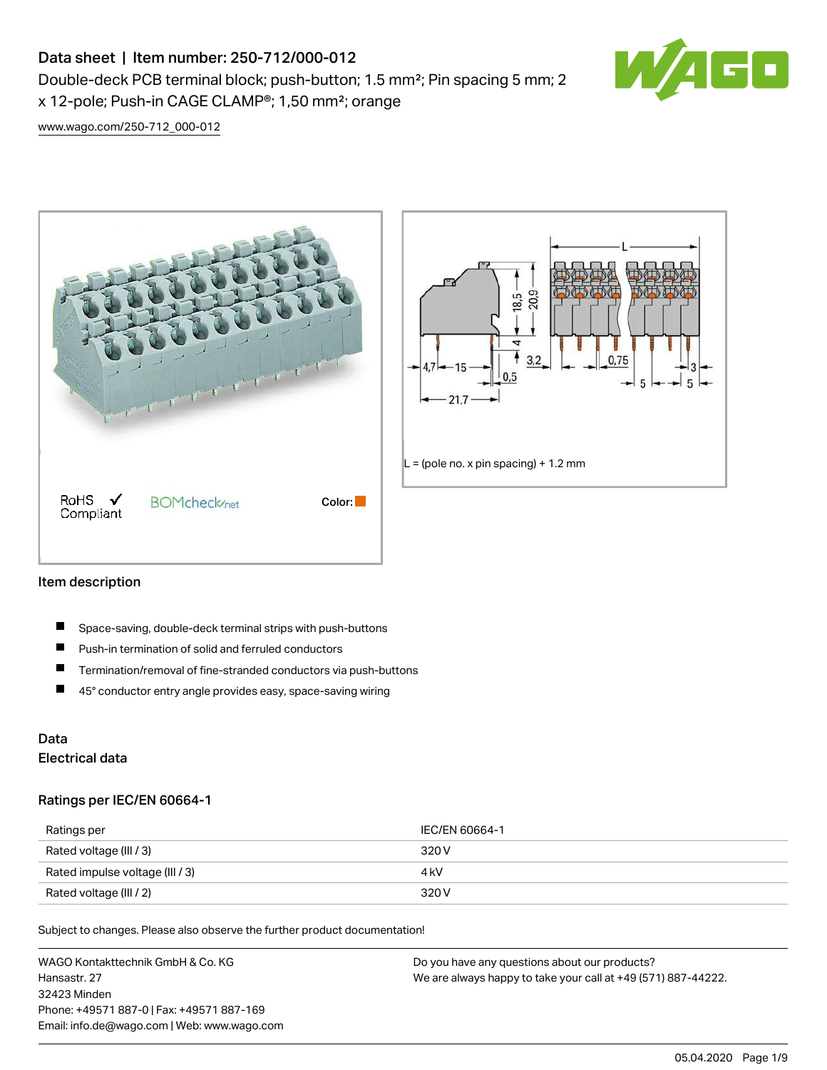# Data sheet | Item number: 250-712/000-012

Double-deck PCB terminal block; push-button; 1.5 mm²; Pin spacing 5 mm; 2 x 12-pole; Push-in CAGE CLAMP®; 1,50 mm²; orange

www.wago.com/250-712_000-012

RoHS Compliant ✓

BOMcheck.net

Color:

L = (pole no. x pin spacing) + 1.2 mm

## Item description

- Space-saving, double-deck terminal strips with push-buttons
- Push-in termination of solid and ferruled conductors
- Termination/removal of fine-stranded conductors via push-buttons
- 45° conductor entry angle provides easy, space-saving wiring

## Data

### Electrical data

#### Ratings per IEC/EN 60664-1

| | |
|---|---|
| Ratings per | IEC/EN 60664-1 |
| Rated voltage (III / 3) | 320 V |
| Rated impulse voltage (III / 3) | 4 kV |
| Rated voltage (III / 2) | 320 V |

Subject to changes. Please also observe the further product documentation!

WAGO Kontakttechnik GmbH & Co. KG
Hansastr. 27
32423 Minden
Phone: +49571 887-0 | Fax: +49571 887-169
Email: info.de@wago.com | Web: www.wago.com

Do you have any questions about our products?
We are always happy to take your call at +49 (571) 887-44222.

05.04.2020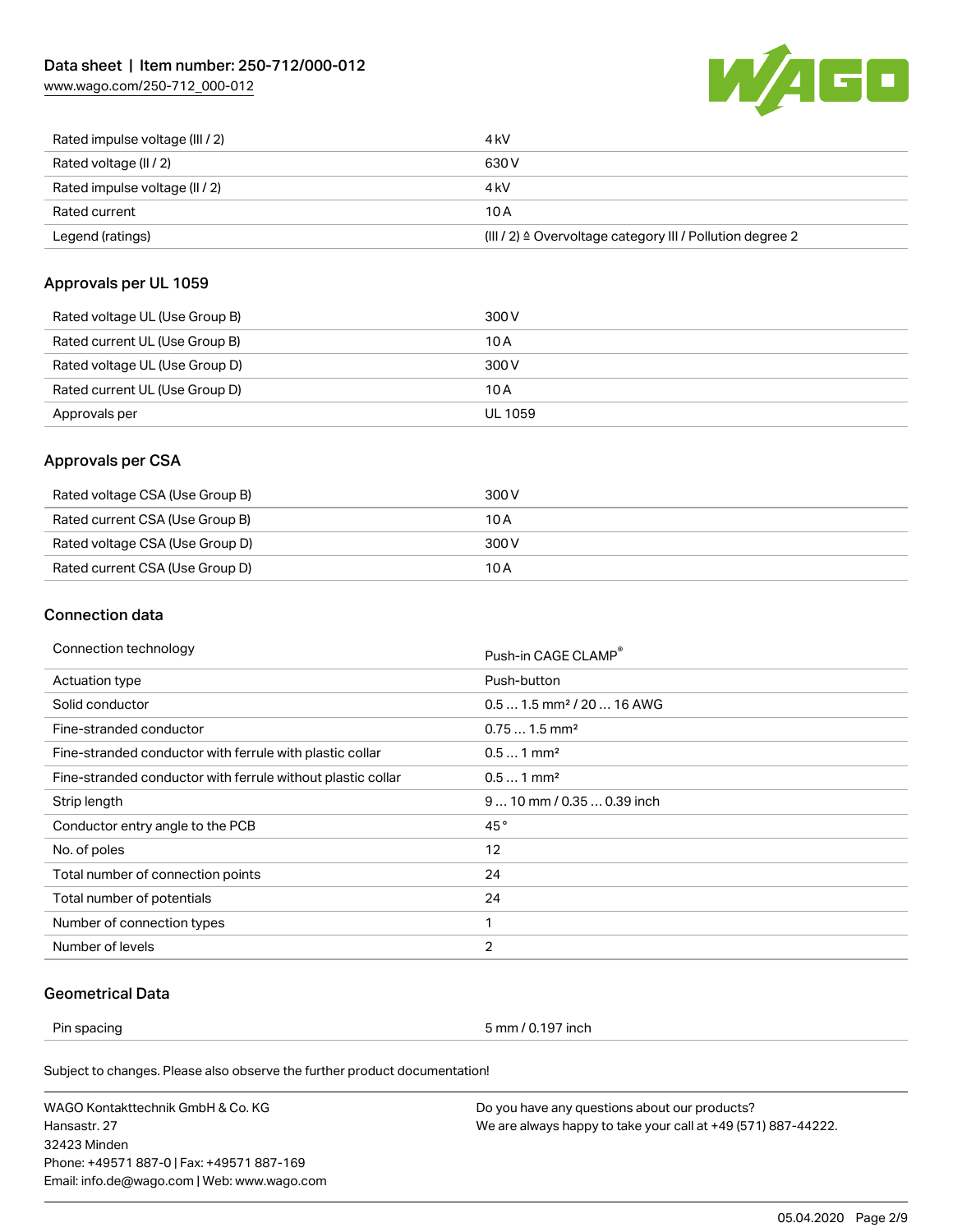| | |
|---|---|
| Rated impulse voltage (III / 2) | 4 kV |
| Rated voltage (II / 2) | 630 V |
| Rated impulse voltage (II / 2) | 4 kV |
| Rated current | 10 A |
| Legend (ratings) | (III / 2) ≙ Overvoltage category III / Pollution degree 2 |

## Approvals per UL 1059

| | |
|---|---|
| Rated voltage UL (Use Group B) | 300 V |
| Rated current UL (Use Group B) | 10 A |
| Rated voltage UL (Use Group D) | 300 V |
| Rated current UL (Use Group D) | 10 A |
| Approvals per | UL 1059 |

## Approvals per CSA

| | |
|---|---|
| Rated voltage CSA (Use Group B) | 300 V |
| Rated current CSA (Use Group B) | 10 A |
| Rated voltage CSA (Use Group D) | 300 V |
| Rated current CSA (Use Group D) | 10 A |

## Connection data

| | |
|---|---|
| Connection technology | Push-in CAGE CLAMP® |
| Actuation type | Push-button |
| Solid conductor | 0.5 … 1.5 mm² / 20 … 16 AWG |
| Fine-stranded conductor | 0.75 … 1.5 mm² |
| Fine-stranded conductor with ferrule with plastic collar | 0.5 … 1 mm² |
| Fine-stranded conductor with ferrule without plastic collar | 0.5 … 1 mm² |
| Strip length | 9 … 10 mm / 0.35 … 0.39 inch |
| Conductor entry angle to the PCB | 45 ° |
| No. of poles | 12 |
| Total number of connection points | 24 |
| Total number of potentials | 24 |
| Number of connection types | 1 |
| Number of levels | 2 |

## Geometrical Data

| | |
|---|---|
| Pin spacing | 5 mm / 0.197 inch |

Subject to changes. Please also observe the further product documentation!

WAGO Kontakttechnik GmbH & Co. KG
Hansastr. 27
32423 Minden
Phone: +49571 887-0 | Fax: +49571 887-169
Email: info.de@wago.com | Web: www.wago.com

Do you have any questions about our products?
We are always happy to take your call at +49 (571) 887-44222.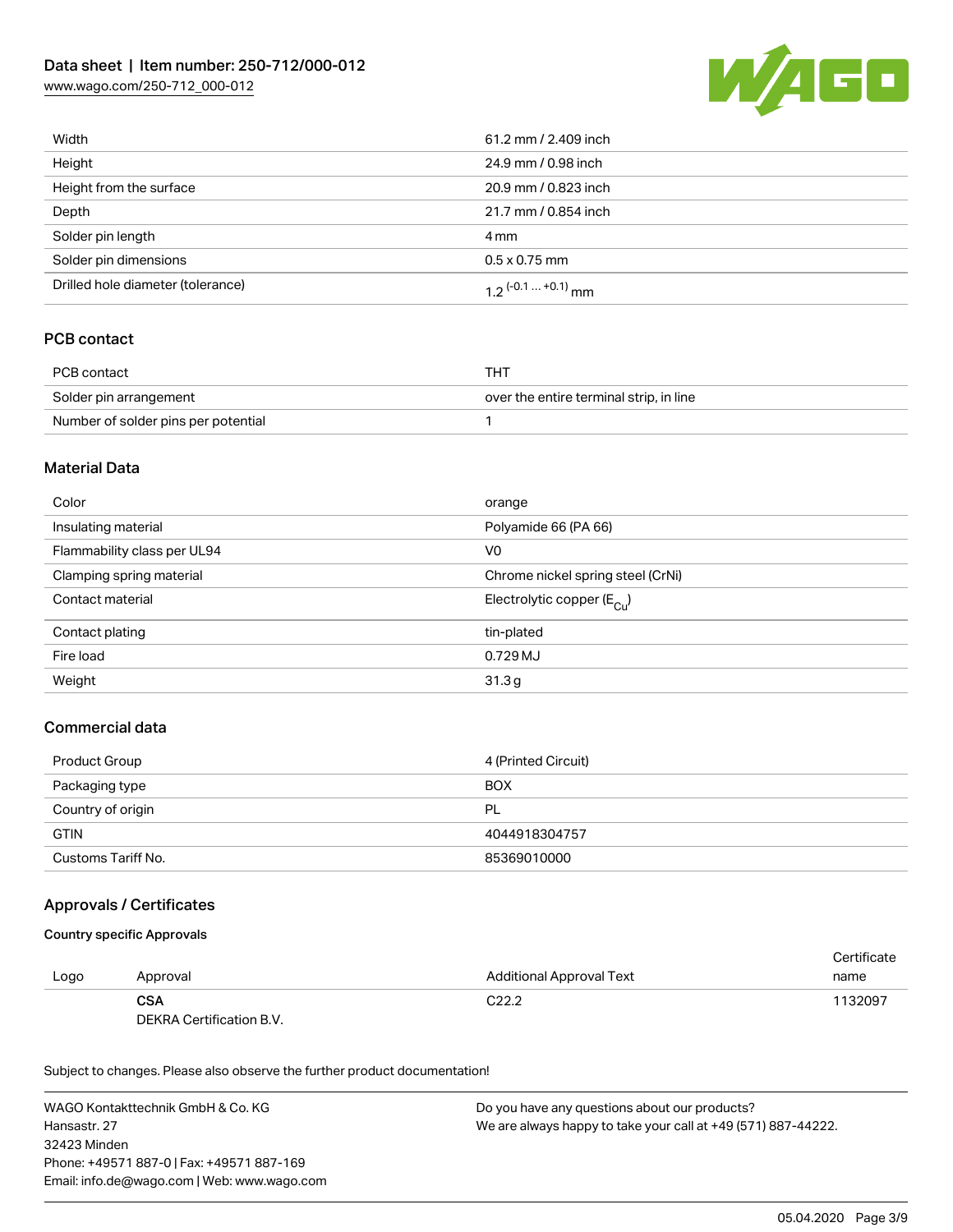| | |
|---|---|
| Width | 61.2 mm / 2.409 inch |
| Height | 24.9 mm / 0.98 inch |
| Height from the surface | 20.9 mm / 0.823 inch |
| Depth | 21.7 mm / 0.854 inch |
| Solder pin length | 4 mm |
| Solder pin dimensions | 0.5 x 0.75 mm |
| Drilled hole diameter (tolerance) | $1.2^{(-0.1 ... +0.1)}$ mm |

## PCB contact

| | |
|---|---|
| PCB contact | THT |
| Solder pin arrangement | over the entire terminal strip, in line |
| Number of solder pins per potential | 1 |

## Material Data

| | |
|---|---|
| Color | orange |
| Insulating material | Polyamide 66 (PA 66) |
| Flammability class per UL94 | V0 |
| Clamping spring material | Chrome nickel spring steel (CrNi) |
| Contact material | Electrolytic copper ($E_{Cu}$) |
| Contact plating | tin-plated |
| Fire load | 0.729 MJ |
| Weight | 31.3 g |

## Commercial data

| | |
|---|---|
| Product Group | 4 (Printed Circuit) |
| Packaging type | BOX |
| Country of origin | PL |
| GTIN | 4044918304757 |
| Customs Tariff No. | 85369010000 |

## Approvals / Certificates

### Country specific Approvals

| Logo | Approval | Additional Approval Text | Certificate name |
|---|---|---|---|
| | **CSA** DEKRA Certification B.V. | C22.2 | 1132097 |

Subject to changes. Please also observe the further product documentation!

WAGO Kontakttechnik GmbH & Co. KG
Hansastr. 27
32423 Minden
Phone: +49571 887-0 | Fax: +49571 887-169
Email: info.de@wago.com | Web: www.wago.com

Do you have any questions about our products?
We are always happy to take your call at +49 (571) 887-44222.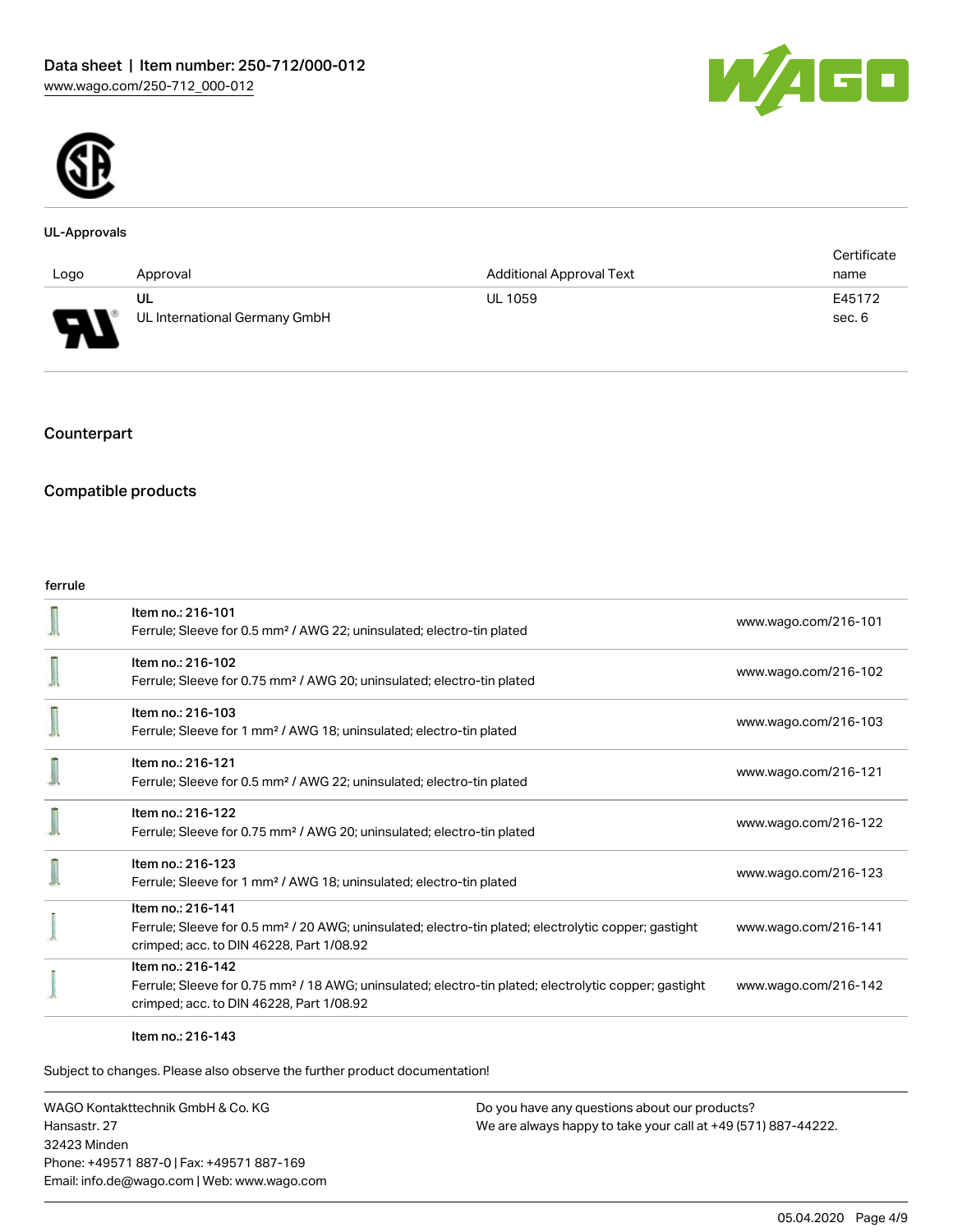## UL-Approvals

| Logo | Approval | Additional Approval Text | Certificate name |
|---|---|---|---|
| | UL<br>UL International Germany GmbH | UL 1059 | E45172<br>sec. 6 |

## Counterpart

## Compatible products

ferrule

| | | | |
|---|---|---|---|
| | Item no.: 216-101<br>Ferrule; Sleeve for 0.5 mm² / AWG 22; uninsulated; electro-tin plated | www.wago.com/216-101 |
| | Item no.: 216-102<br>Ferrule; Sleeve for 0.75 mm² / AWG 20; uninsulated; electro-tin plated | www.wago.com/216-102 |
| | Item no.: 216-103<br>Ferrule; Sleeve for 1 mm² / AWG 18; uninsulated; electro-tin plated | www.wago.com/216-103 |
| | Item no.: 216-121<br>Ferrule; Sleeve for 0.5 mm² / AWG 22; uninsulated; electro-tin plated | www.wago.com/216-121 |
| | Item no.: 216-122<br>Ferrule; Sleeve for 0.75 mm² / AWG 20; uninsulated; electro-tin plated | www.wago.com/216-122 |
| | Item no.: 216-123<br>Ferrule; Sleeve for 1 mm² / AWG 18; uninsulated; electro-tin plated | www.wago.com/216-123 |
| | Item no.: 216-141<br>Ferrule; Sleeve for 0.5 mm² / 20 AWG; uninsulated; electro-tin plated; electrolytic copper; gastight crimped; acc. to DIN 46228, Part 1/08.92 | www.wago.com/216-141 |
| | Item no.: 216-142<br>Ferrule; Sleeve for 0.75 mm² / 18 AWG; uninsulated; electro-tin plated; electrolytic copper; gastight crimped; acc. to DIN 46228, Part 1/08.92 | www.wago.com/216-142 |
| | Item no.: 216-143 | |

Subject to changes. Please also observe the further product documentation!

WAGO Kontakttechnik GmbH & Co. KG
Hansastr. 27
32423 Minden
Phone: +49571 887-0 | Fax: +49571 887-169
Email: info.de@wago.com | Web: www.wago.com

Do you have any questions about our products?
We are always happy to take your call at +49 (571) 887-44222.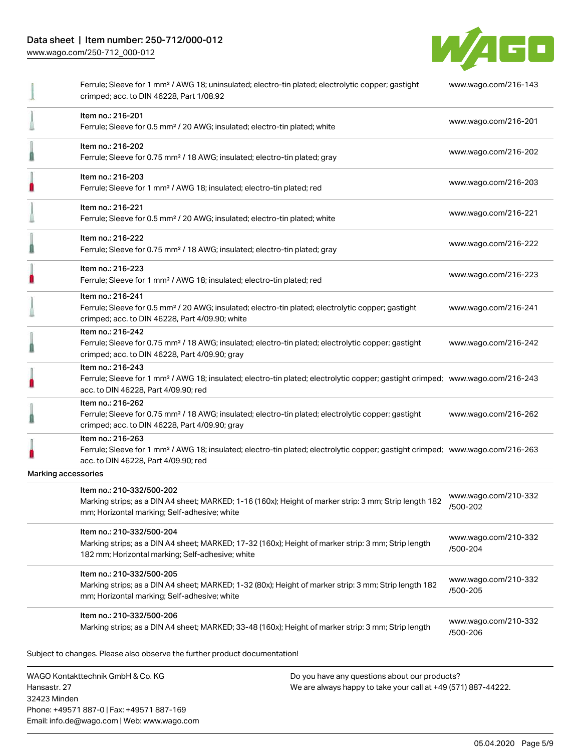| | | |
|---|---|---|
| | Ferrule; Sleeve for 1 mm² / AWG 18; uninsulated; electro-tin plated; electrolytic copper; gastight crimped; acc. to DIN 46228, Part 1/08.92 | www.wago.com/216-143 |
| | Item no.: 216-201<br>Ferrule; Sleeve for 0.5 mm² / 20 AWG; insulated; electro-tin plated; white | www.wago.com/216-201 |
| | Item no.: 216-202<br>Ferrule; Sleeve for 0.75 mm² / 18 AWG; insulated; electro-tin plated; gray | www.wago.com/216-202 |
| | Item no.: 216-203<br>Ferrule; Sleeve for 1 mm² / AWG 18; insulated; electro-tin plated; red | www.wago.com/216-203 |
| | Item no.: 216-221<br>Ferrule; Sleeve for 0.5 mm² / 20 AWG; insulated; electro-tin plated; white | www.wago.com/216-221 |
| | Item no.: 216-222<br>Ferrule; Sleeve for 0.75 mm² / 18 AWG; insulated; electro-tin plated; gray | www.wago.com/216-222 |
| | Item no.: 216-223<br>Ferrule; Sleeve for 1 mm² / AWG 18; insulated; electro-tin plated; red | www.wago.com/216-223 |
| | Item no.: 216-241<br>Ferrule; Sleeve for 0.5 mm² / 20 AWG; insulated; electro-tin plated; electrolytic copper; gastight crimped; acc. to DIN 46228, Part 4/09.90; white | www.wago.com/216-241 |
| | Item no.: 216-242<br>Ferrule; Sleeve for 0.75 mm² / 18 AWG; insulated; electro-tin plated; electrolytic copper; gastight crimped; acc. to DIN 46228, Part 4/09.90; gray | www.wago.com/216-242 |
| | Item no.: 216-243<br>Ferrule; Sleeve for 1 mm² / AWG 18; insulated; electro-tin plated; electrolytic copper; gastight crimped; acc. to DIN 46228, Part 4/09.90; red | www.wago.com/216-243 |
| | Item no.: 216-262<br>Ferrule; Sleeve for 0.75 mm² / 18 AWG; insulated; electro-tin plated; electrolytic copper; gastight crimped; acc. to DIN 46228, Part 4/09.90; gray | www.wago.com/216-262 |
| | Item no.: 216-263<br>Ferrule; Sleeve for 1 mm² / AWG 18; insulated; electro-tin plated; electrolytic copper; gastight crimped; acc. to DIN 46228, Part 4/09.90; red | www.wago.com/216-263 |
| Marking accessories | | |
| | Item no.: 210-332/500-202<br>Marking strips; as a DIN A4 sheet; MARKED; 1-16 (160x); Height of marker strip: 3 mm; Strip length 182 mm; Horizontal marking; Self-adhesive; white | www.wago.com/210-332/500-202 |
| | Item no.: 210-332/500-204<br>Marking strips; as a DIN A4 sheet; MARKED; 17-32 (160x); Height of marker strip: 3 mm; Strip length 182 mm; Horizontal marking; Self-adhesive; white | www.wago.com/210-332/500-204 |
| | Item no.: 210-332/500-205<br>Marking strips; as a DIN A4 sheet; MARKED; 1-32 (80x); Height of marker strip: 3 mm; Strip length 182 mm; Horizontal marking; Self-adhesive; white | www.wago.com/210-332/500-205 |
| | Item no.: 210-332/500-206<br>Marking strips; as a DIN A4 sheet; MARKED; 33-48 (160x); Height of marker strip: 3 mm; Strip length | www.wago.com/210-332/500-206 |

Subject to changes. Please also observe the further product documentation!

WAGO Kontakttechnik GmbH & Co. KG
Hansastr. 27
32423 Minden
Phone: +49571 887-0 | Fax: +49571 887-169
Email: info.de@wago.com | Web: www.wago.com

Do you have any questions about our products?
We are always happy to take your call at +49 (571) 887-44222.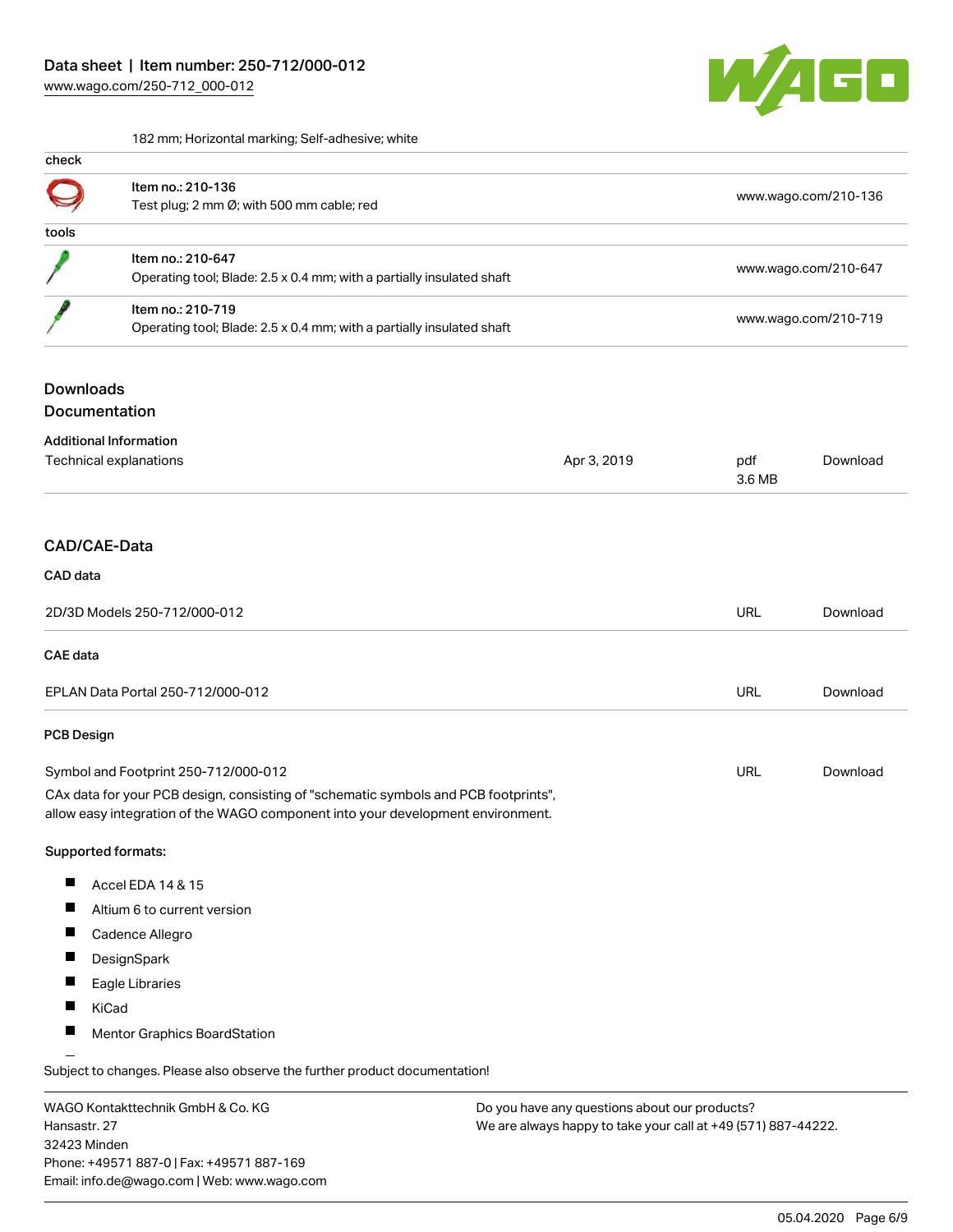182 mm; Horizontal marking; Self-adhesive; white

| | | |
|---|---|---|
| **check** | | |
| | Item no.: 210-136<br>Test plug; 2 mm Ø; with 500 mm cable; red | www.wago.com/210-136 |
| **tools** | | |
| | Item no.: 210-647<br>Operating tool; Blade: 2.5 x 0.4 mm; with a partially insulated shaft | www.wago.com/210-647 |
| | Item no.: 210-719<br>Operating tool; Blade: 2.5 x 0.4 mm; with a partially insulated shaft | www.wago.com/210-719 |

## Downloads
## Documentation

### Additional Information

| | | | |
|---|---|---|---|
| Technical explanations | Apr 3, 2019 | pdf<br>3.6 MB | Download |

## CAD/CAE-Data

### CAD data

| | | |
|---|---|---|
| 2D/3D Models 250-712/000-012 | URL | Download |

### CAE data

| | | |
|---|---|---|
| EPLAN Data Portal 250-712/000-012 | URL | Download |

### PCB Design

| | | |
|---|---|---|
| Symbol and Footprint 250-712/000-012 | URL | Download |

CAx data for your PCB design, consisting of "schematic symbols and PCB footprints", allow easy integration of the WAGO component into your development environment.

**Supported formats:**

- Accel EDA 14 & 15
- Altium 6 to current version
- Cadence Allegro
- DesignSpark
- Eagle Libraries
- KiCad
- Mentor Graphics BoardStation

Subject to changes. Please also observe the further product documentation!

WAGO Kontakttechnik GmbH & Co. KG
Hansastr. 27
32423 Minden
Phone: +49571 887-0 | Fax: +49571 887-169
Email: info.de@wago.com | Web: www.wago.com

Do you have any questions about our products?
We are always happy to take your call at +49 (571) 887-44222.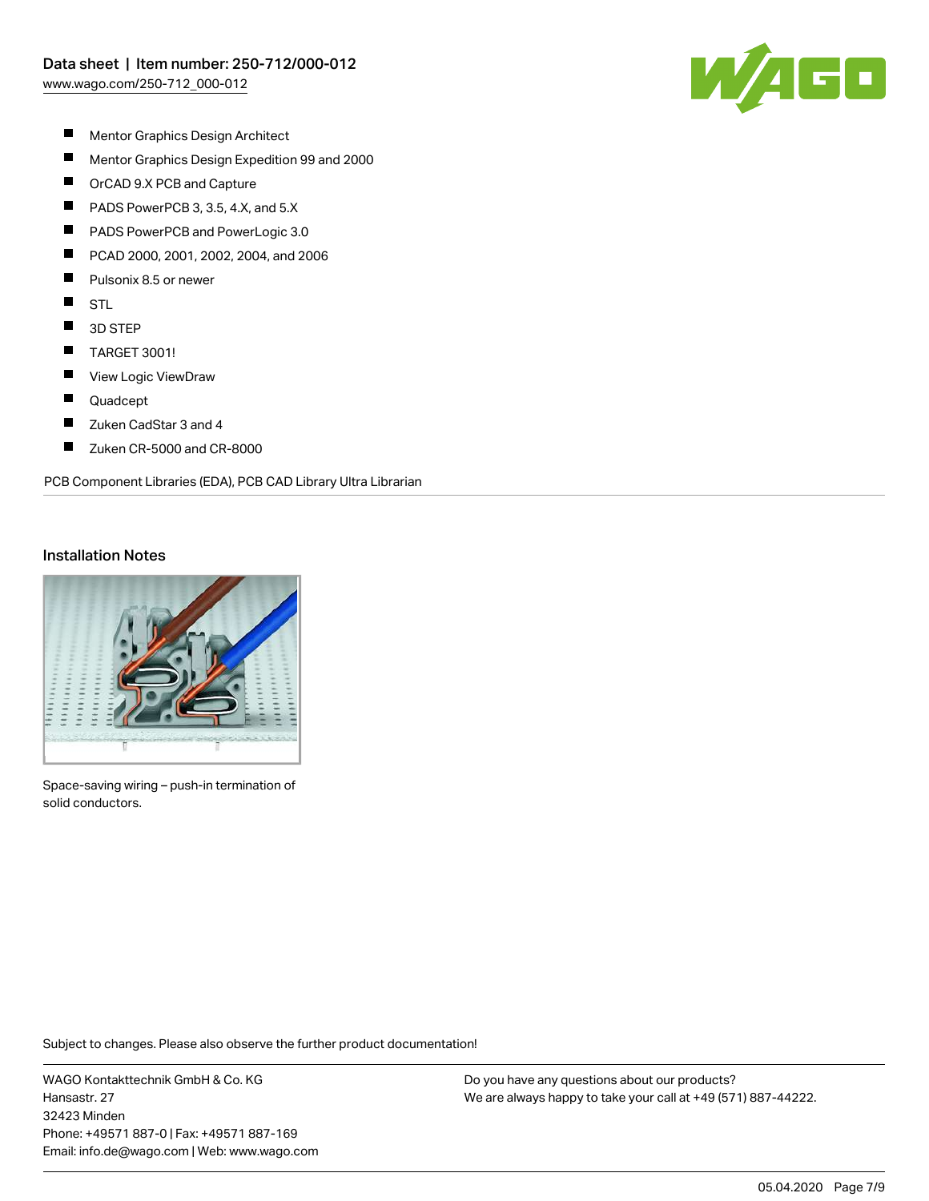- Mentor Graphics Design Architect
- Mentor Graphics Design Expedition 99 and 2000
- OrCAD 9.X PCB and Capture
- PADS PowerPCB 3, 3.5, 4.X, and 5.X
- PADS PowerPCB and PowerLogic 3.0
- PCAD 2000, 2001, 2002, 2004, and 2006
- Pulsonix 8.5 or newer
- STL
- 3D STEP
- TARGET 3001!
- View Logic ViewDraw
- Quadcept
- Zuken CadStar 3 and 4
- Zuken CR-5000 and CR-8000

PCB Component Libraries (EDA), PCB CAD Library Ultra Librarian

## Installation Notes

Space-saving wiring – push-in termination of solid conductors.

Subject to changes. Please also observe the further product documentation!

WAGO Kontakttechnik GmbH & Co. KG
Hansastr. 27
32423 Minden
Phone: +49571 887-0 | Fax: +49571 887-169
Email: info.de@wago.com | Web: www.wago.com

Do you have any questions about our products?
We are always happy to take your call at +49 (571) 887-44222.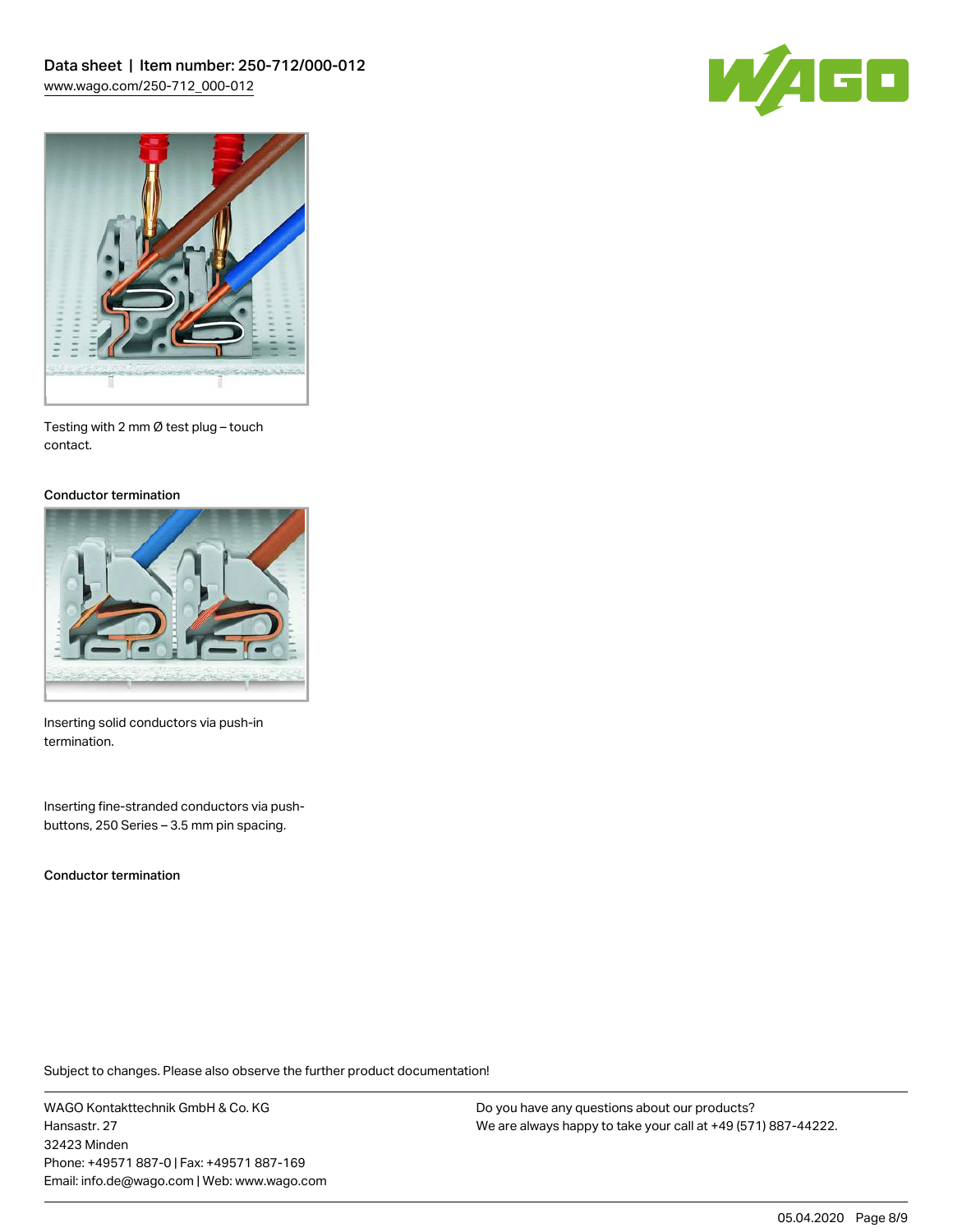Testing with 2 mm Ø test plug – touch contact.

### Conductor termination

Inserting solid conductors via push-in termination.

Inserting fine-stranded conductors via push-buttons, 250 Series – 3.5 mm pin spacing.

### Conductor termination

Subject to changes. Please also observe the further product documentation!

WAGO Kontakttechnik GmbH & Co. KG
Hansastr. 27
32423 Minden
Phone: +49571 887-0 | Fax: +49571 887-169
Email: info.de@wago.com | Web: www.wago.com

Do you have any questions about our products?
We are always happy to take your call at +49 (571) 887-44222.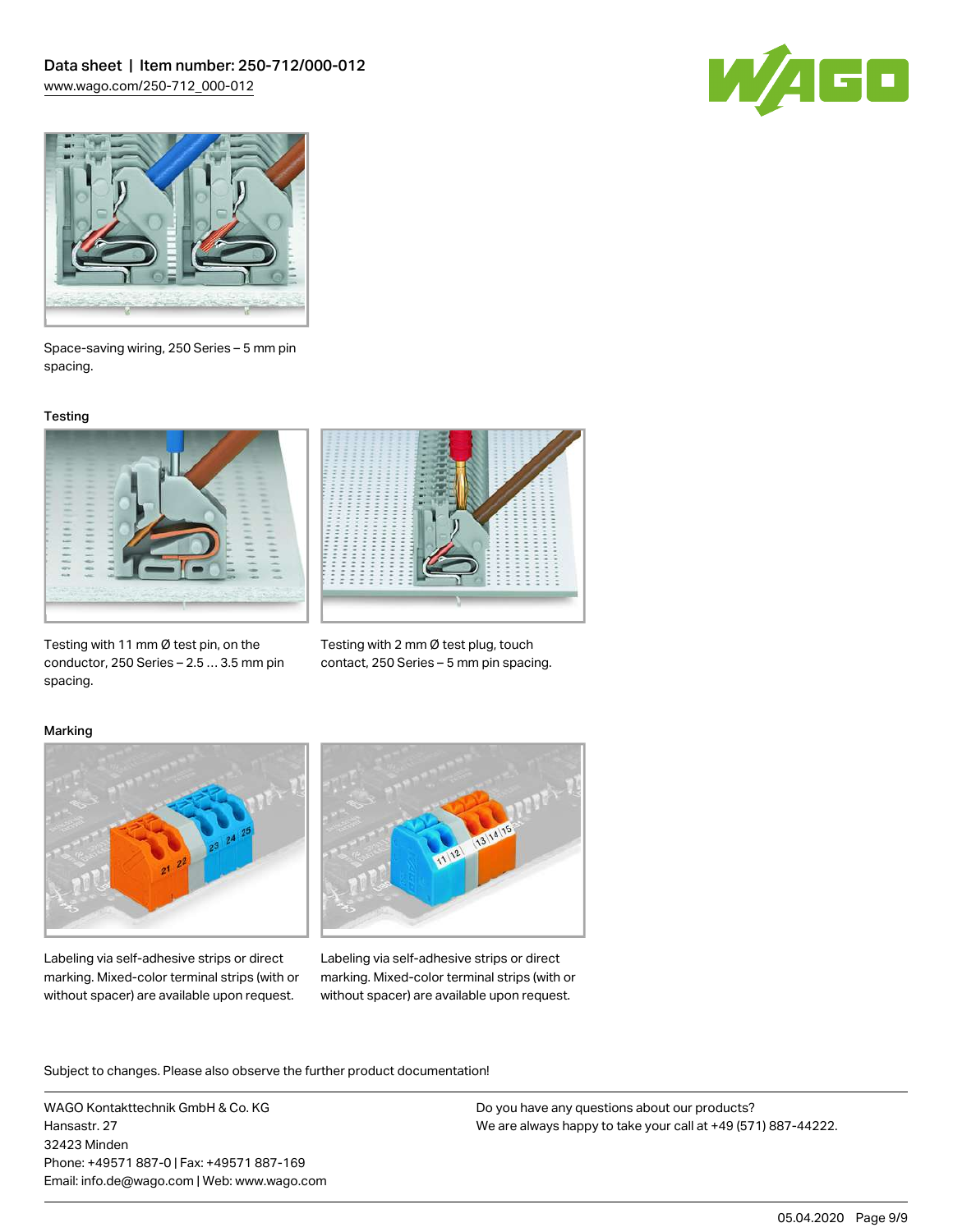Space-saving wiring, 250 Series – 5 mm pin spacing.

## Testing

Testing with 11 mm Ø test pin, on the conductor, 250 Series – 2.5 … 3.5 mm pin spacing.

Testing with 2 mm Ø test plug, touch contact, 250 Series – 5 mm pin spacing.

## Marking

Labeling via self-adhesive strips or direct marking. Mixed-color terminal strips (with or without spacer) are available upon request.

Labeling via self-adhesive strips or direct marking. Mixed-color terminal strips (with or without spacer) are available upon request.

Subject to changes. Please also observe the further product documentation!

WAGO Kontakttechnik GmbH & Co. KG
Hansastr. 27
32423 Minden
Phone: +49571 887-0 | Fax: +49571 887-169
Email: info.de@wago.com | Web: www.wago.com

Do you have any questions about our products?
We are always happy to take your call at +49 (571) 887-44222.